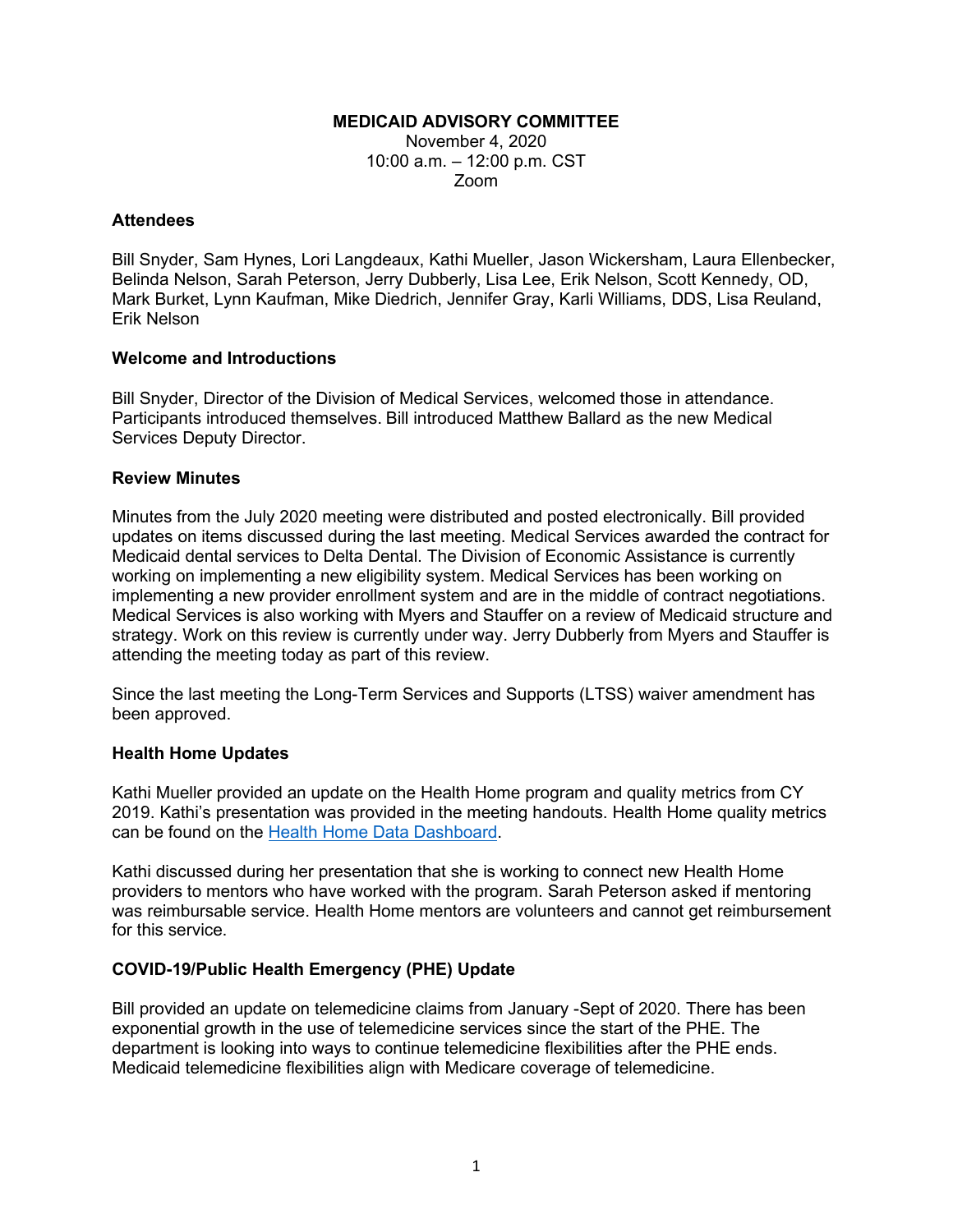**MEDICAID ADVISORY COMMITTEE**

November 4, 2020
10:00 a.m. – 12:00 p.m. CST
Zoom

**Attendees**

Bill Snyder, Sam Hynes, Lori Langdeaux, Kathi Mueller, Jason Wickersham, Laura Ellenbecker, Belinda Nelson, Sarah Peterson, Jerry Dubberly, Lisa Lee, Erik Nelson, Scott Kennedy, OD, Mark Burket, Lynn Kaufman, Mike Diedrich, Jennifer Gray, Karli Williams, DDS, Lisa Reuland, Erik Nelson

**Welcome and Introductions**

Bill Snyder, Director of the Division of Medical Services, welcomed those in attendance. Participants introduced themselves. Bill introduced Matthew Ballard as the new Medical Services Deputy Director.

**Review Minutes**

Minutes from the July 2020 meeting were distributed and posted electronically. Bill provided updates on items discussed during the last meeting. Medical Services awarded the contract for Medicaid dental services to Delta Dental. The Division of Economic Assistance is currently working on implementing a new eligibility system. Medical Services has been working on implementing a new provider enrollment system and are in the middle of contract negotiations. Medical Services is also working with Myers and Stauffer on a review of Medicaid structure and strategy. Work on this review is currently under way. Jerry Dubberly from Myers and Stauffer is attending the meeting today as part of this review.

Since the last meeting the Long-Term Services and Supports (LTSS) waiver amendment has been approved.

**Health Home Updates**

Kathi Mueller provided an update on the Health Home program and quality metrics from CY 2019. Kathi's presentation was provided in the meeting handouts. Health Home quality metrics can be found on the [Health Home Data Dashboard](Health Home Data Dashboard).

Kathi discussed during her presentation that she is working to connect new Health Home providers to mentors who have worked with the program. Sarah Peterson asked if mentoring was reimbursable service. Health Home mentors are volunteers and cannot get reimbursement for this service.

**COVID-19/Public Health Emergency (PHE) Update**

Bill provided an update on telemedicine claims from January -Sept of 2020. There has been exponential growth in the use of telemedicine services since the start of the PHE. The department is looking into ways to continue telemedicine flexibilities after the PHE ends. Medicaid telemedicine flexibilities align with Medicare coverage of telemedicine.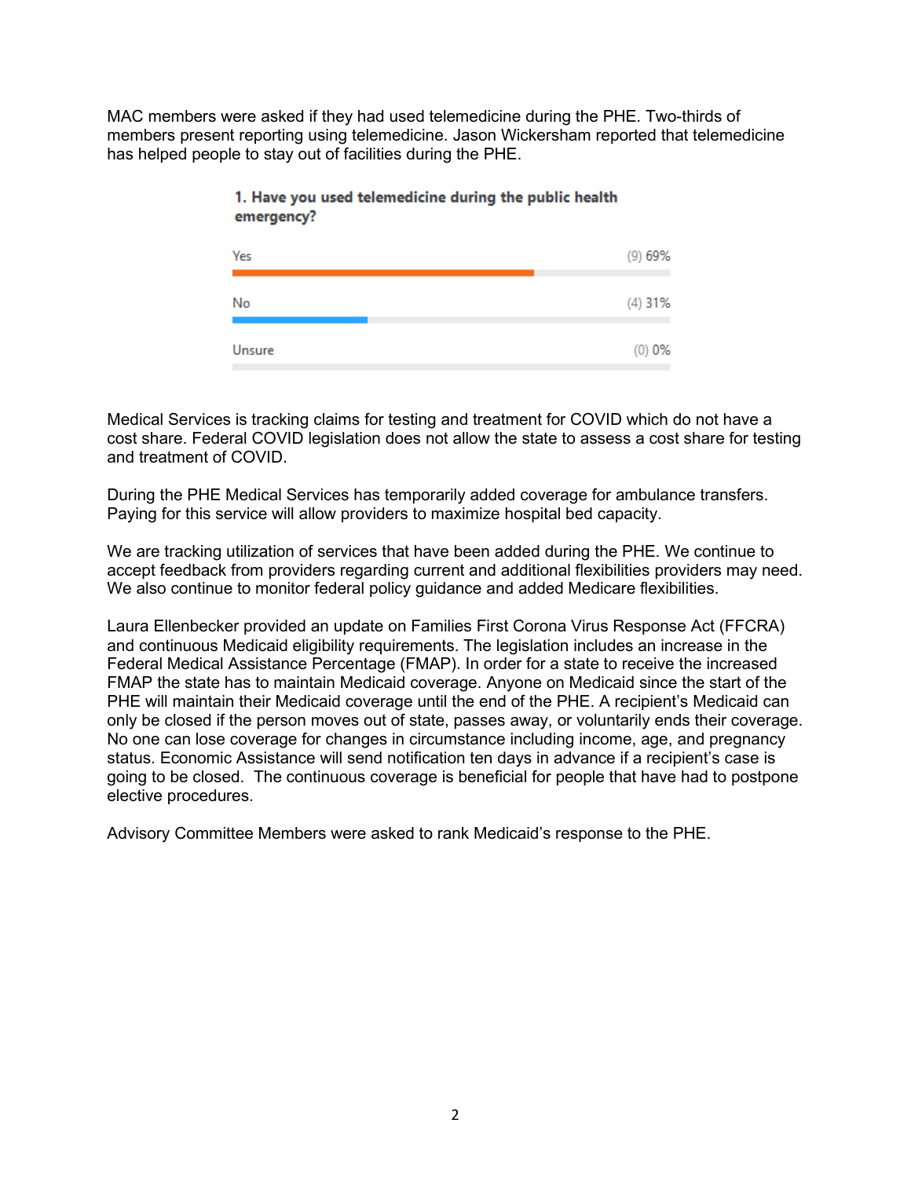MAC members were asked if they had used telemedicine during the PHE. Two-thirds of members present reporting using telemedicine. Jason Wickersham reported that telemedicine has helped people to stay out of facilities during the PHE.

**1. Have you used telemedicine during the public health emergency?**

| Response | Count | Percent |
|---|---|---|
| Yes | (9) | 69% |
| No | (4) | 31% |
| Unsure | (0) | 0% |

Medical Services is tracking claims for testing and treatment for COVID which do not have a cost share. Federal COVID legislation does not allow the state to assess a cost share for testing and treatment of COVID.

During the PHE Medical Services has temporarily added coverage for ambulance transfers. Paying for this service will allow providers to maximize hospital bed capacity.

We are tracking utilization of services that have been added during the PHE. We continue to accept feedback from providers regarding current and additional flexibilities providers may need. We also continue to monitor federal policy guidance and added Medicare flexibilities.

Laura Ellenbecker provided an update on Families First Corona Virus Response Act (FFCRA) and continuous Medicaid eligibility requirements. The legislation includes an increase in the Federal Medical Assistance Percentage (FMAP). In order for a state to receive the increased FMAP the state has to maintain Medicaid coverage. Anyone on Medicaid since the start of the PHE will maintain their Medicaid coverage until the end of the PHE. A recipient's Medicaid can only be closed if the person moves out of state, passes away, or voluntarily ends their coverage. No one can lose coverage for changes in circumstance including income, age, and pregnancy status. Economic Assistance will send notification ten days in advance if a recipient's case is going to be closed. The continuous coverage is beneficial for people that have had to postpone elective procedures.

Advisory Committee Members were asked to rank Medicaid's response to the PHE.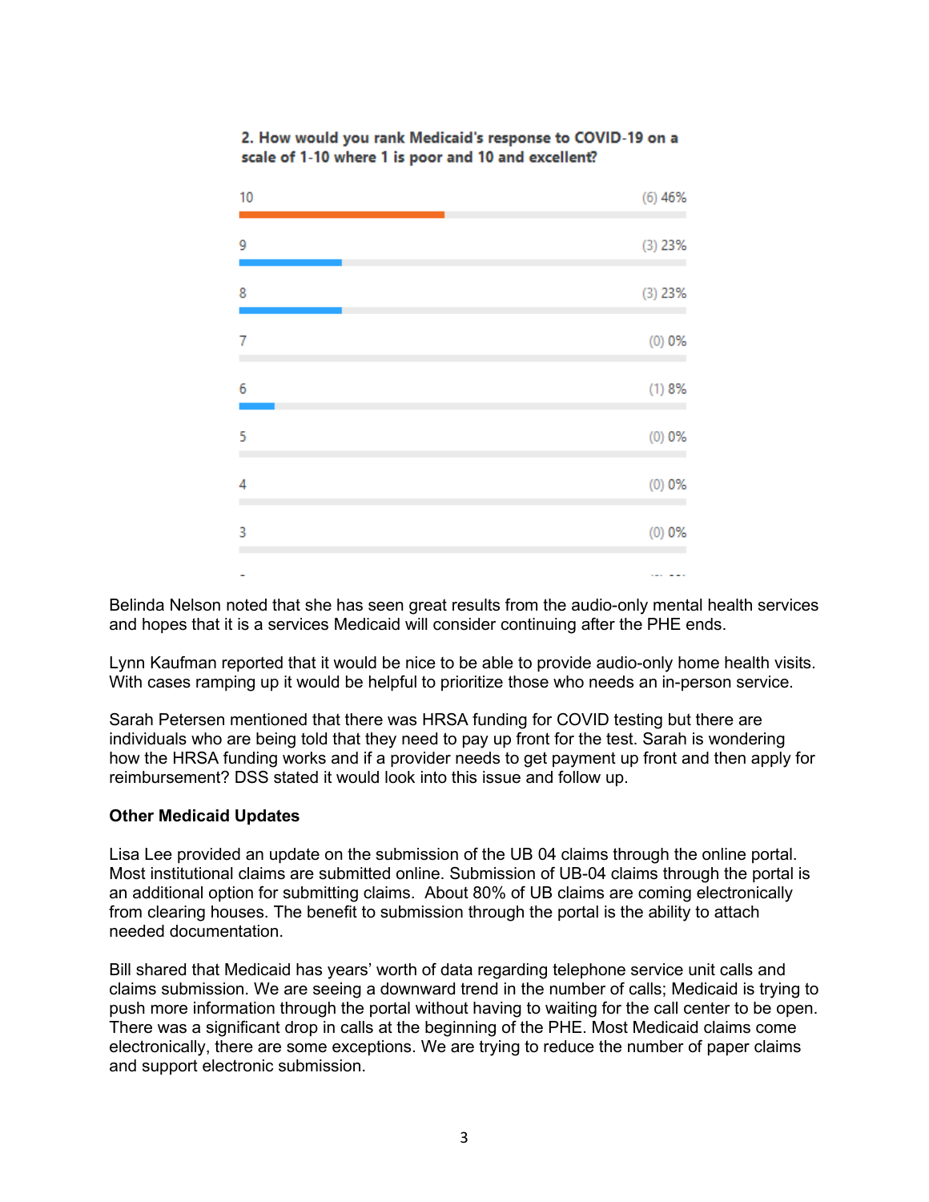**2. How would you rank Medicaid's response to COVID-19 on a scale of 1-10 where 1 is poor and 10 and excellent?**

| Rating | Responses |
|---|---|
| 10 | (6) 46% |
| 9 | (3) 23% |
| 8 | (3) 23% |
| 7 | (0) 0% |
| 6 | (1) 8% |
| 5 | (0) 0% |
| 4 | (0) 0% |
| 3 | (0) 0% |

Belinda Nelson noted that she has seen great results from the audio-only mental health services and hopes that it is a services Medicaid will consider continuing after the PHE ends.

Lynn Kaufman reported that it would be nice to be able to provide audio-only home health visits. With cases ramping up it would be helpful to prioritize those who needs an in-person service.

Sarah Petersen mentioned that there was HRSA funding for COVID testing but there are individuals who are being told that they need to pay up front for the test. Sarah is wondering how the HRSA funding works and if a provider needs to get payment up front and then apply for reimbursement? DSS stated it would look into this issue and follow up.

**Other Medicaid Updates**

Lisa Lee provided an update on the submission of the UB 04 claims through the online portal. Most institutional claims are submitted online. Submission of UB-04 claims through the portal is an additional option for submitting claims. About 80% of UB claims are coming electronically from clearing houses. The benefit to submission through the portal is the ability to attach needed documentation.

Bill shared that Medicaid has years' worth of data regarding telephone service unit calls and claims submission. We are seeing a downward trend in the number of calls; Medicaid is trying to push more information through the portal without having to waiting for the call center to be open. There was a significant drop in calls at the beginning of the PHE. Most Medicaid claims come electronically, there are some exceptions. We are trying to reduce the number of paper claims and support electronic submission.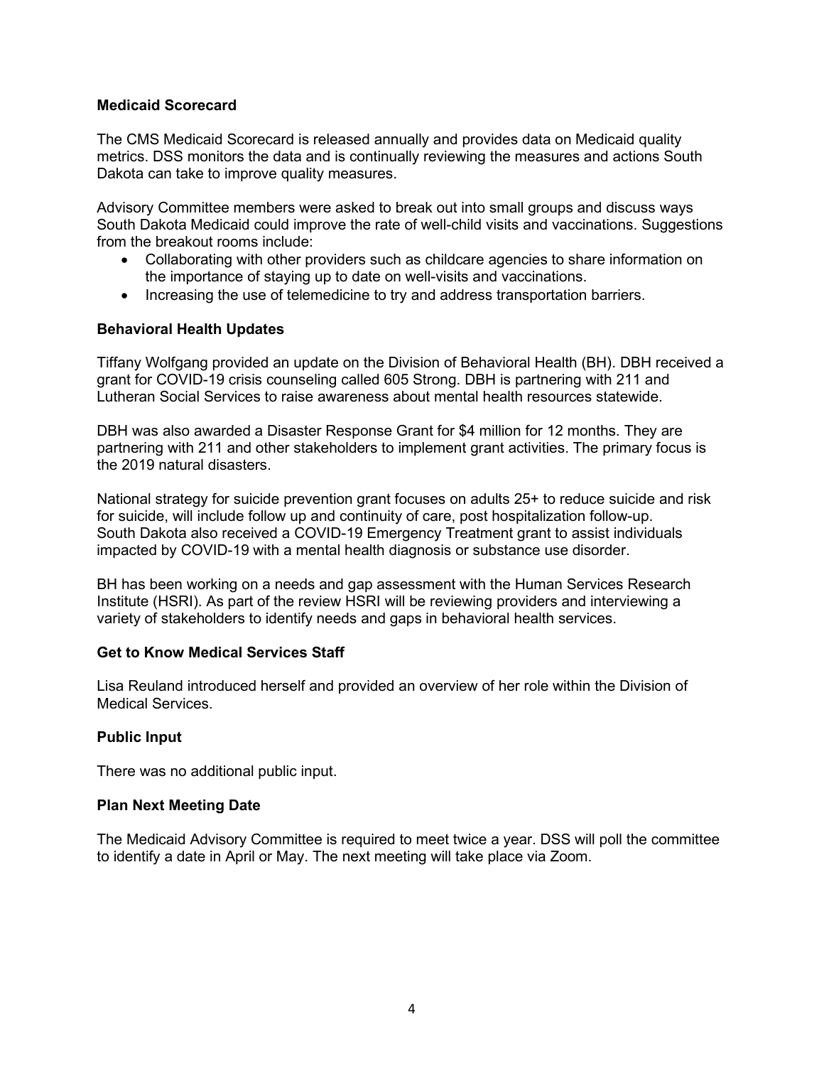**Medicaid Scorecard**

The CMS Medicaid Scorecard is released annually and provides data on Medicaid quality metrics. DSS monitors the data and is continually reviewing the measures and actions South Dakota can take to improve quality measures.

Advisory Committee members were asked to break out into small groups and discuss ways South Dakota Medicaid could improve the rate of well-child visits and vaccinations. Suggestions from the breakout rooms include:

- Collaborating with other providers such as childcare agencies to share information on the importance of staying up to date on well-visits and vaccinations.
- Increasing the use of telemedicine to try and address transportation barriers.

**Behavioral Health Updates**

Tiffany Wolfgang provided an update on the Division of Behavioral Health (BH). DBH received a grant for COVID-19 crisis counseling called 605 Strong. DBH is partnering with 211 and Lutheran Social Services to raise awareness about mental health resources statewide.

DBH was also awarded a Disaster Response Grant for $4 million for 12 months. They are partnering with 211 and other stakeholders to implement grant activities. The primary focus is the 2019 natural disasters.

National strategy for suicide prevention grant focuses on adults 25+ to reduce suicide and risk for suicide, will include follow up and continuity of care, post hospitalization follow-up. South Dakota also received a COVID-19 Emergency Treatment grant to assist individuals impacted by COVID-19 with a mental health diagnosis or substance use disorder.

BH has been working on a needs and gap assessment with the Human Services Research Institute (HSRI). As part of the review HSRI will be reviewing providers and interviewing a variety of stakeholders to identify needs and gaps in behavioral health services.

**Get to Know Medical Services Staff**

Lisa Reuland introduced herself and provided an overview of her role within the Division of Medical Services.

**Public Input**

There was no additional public input.

**Plan Next Meeting Date**

The Medicaid Advisory Committee is required to meet twice a year. DSS will poll the committee to identify a date in April or May. The next meeting will take place via Zoom.